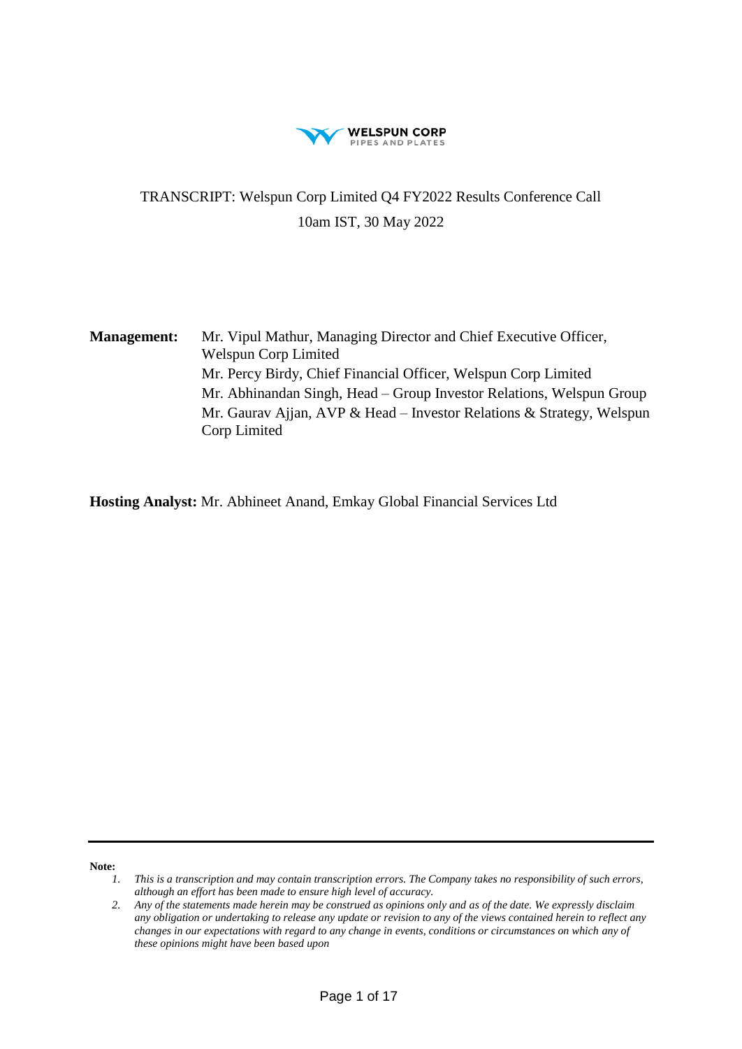**WELSPUN CORP**
PIPES AND PLATES

# TRANSCRIPT: Welspun Corp Limited Q4 FY2022 Results Conference Call

10am IST, 30 May 2022

**Management:** Mr. Vipul Mathur, Managing Director and Chief Executive Officer, Welspun Corp Limited
Mr. Percy Birdy, Chief Financial Officer, Welspun Corp Limited
Mr. Abhinandan Singh, Head – Group Investor Relations, Welspun Group
Mr. Gaurav Ajjan, AVP & Head – Investor Relations & Strategy, Welspun Corp Limited

**Hosting Analyst:** Mr. Abhineet Anand, Emkay Global Financial Services Ltd

---

**Note:**

1. *This is a transcription and may contain transcription errors. The Company takes no responsibility of such errors, although an effort has been made to ensure high level of accuracy.*
2. *Any of the statements made herein may be construed as opinions only and as of the date. We expressly disclaim any obligation or undertaking to release any update or revision to any of the views contained herein to reflect any changes in our expectations with regard to any change in events, conditions or circumstances on which any of these opinions might have been based upon*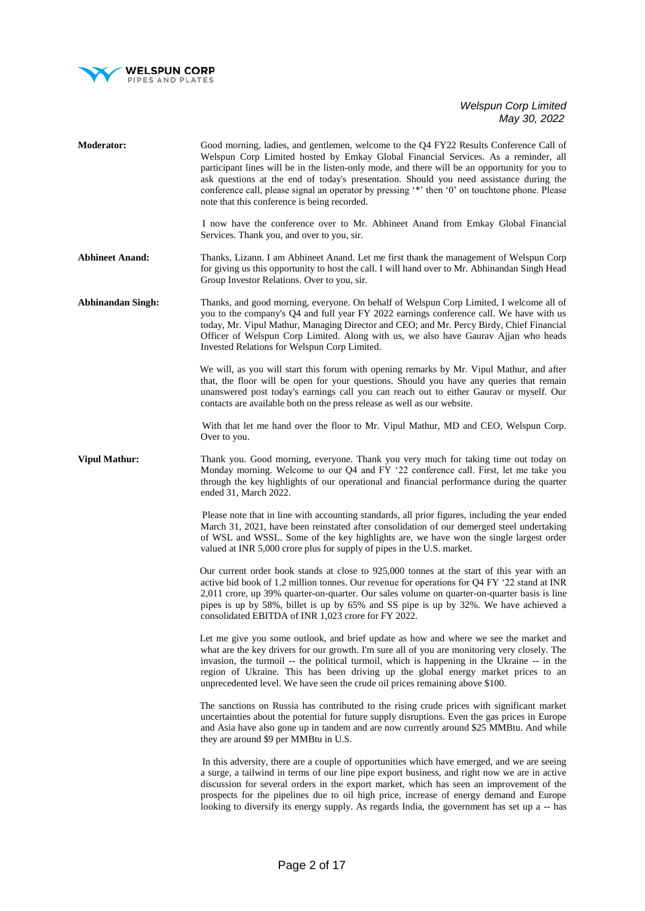*Welspun Corp Limited*
*May 30, 2022*

**Moderator:** Good morning, ladies, and gentlemen, welcome to the Q4 FY22 Results Conference Call of Welspun Corp Limited hosted by Emkay Global Financial Services. As a reminder, all participant lines will be in the listen-only mode, and there will be an opportunity for you to ask questions at the end of today's presentation. Should you need assistance during the conference call, please signal an operator by pressing '*' then '0' on touchtone phone. Please note that this conference is being recorded.

I now have the conference over to Mr. Abhineet Anand from Emkay Global Financial Services. Thank you, and over to you, sir.

**Abhineet Anand:** Thanks, Lizann. I am Abhineet Anand. Let me first thank the management of Welspun Corp for giving us this opportunity to host the call. I will hand over to Mr. Abhinandan Singh Head Group Investor Relations. Over to you, sir.

**Abhinandan Singh:** Thanks, and good morning, everyone. On behalf of Welspun Corp Limited, I welcome all of you to the company's Q4 and full year FY 2022 earnings conference call. We have with us today, Mr. Vipul Mathur, Managing Director and CEO; and Mr. Percy Birdy, Chief Financial Officer of Welspun Corp Limited. Along with us, we also have Gaurav Ajjan who heads Invested Relations for Welspun Corp Limited.

We will, as you will start this forum with opening remarks by Mr. Vipul Mathur, and after that, the floor will be open for your questions. Should you have any queries that remain unanswered post today's earnings call you can reach out to either Gaurav or myself. Our contacts are available both on the press release as well as our website.

With that let me hand over the floor to Mr. Vipul Mathur, MD and CEO, Welspun Corp. Over to you.

**Vipul Mathur:** Thank you. Good morning, everyone. Thank you very much for taking time out today on Monday morning. Welcome to our Q4 and FY '22 conference call. First, let me take you through the key highlights of our operational and financial performance during the quarter ended 31, March 2022.

Please note that in line with accounting standards, all prior figures, including the year ended March 31, 2021, have been reinstated after consolidation of our demerged steel undertaking of WSL and WSSL. Some of the key highlights are, we have won the single largest order valued at INR 5,000 crore plus for supply of pipes in the U.S. market.

Our current order book stands at close to 925,000 tonnes at the start of this year with an active bid book of 1.2 million tonnes. Our revenue for operations for Q4 FY '22 stand at INR 2,011 crore, up 39% quarter-on-quarter. Our sales volume on quarter-on-quarter basis is line pipes is up by 58%, billet is up by 65% and SS pipe is up by 32%. We have achieved a consolidated EBITDA of INR 1,023 crore for FY 2022.

Let me give you some outlook, and brief update as how and where we see the market and what are the key drivers for our growth. I'm sure all of you are monitoring very closely. The invasion, the turmoil -- the political turmoil, which is happening in the Ukraine -- in the region of Ukraine. This has been driving up the global energy market prices to an unprecedented level. We have seen the crude oil prices remaining above $100.

The sanctions on Russia has contributed to the rising crude prices with significant market uncertainties about the potential for future supply disruptions. Even the gas prices in Europe and Asia have also gone up in tandem and are now currently around $25 MMBtu. And while they are around $9 per MMBtu in U.S.

In this adversity, there are a couple of opportunities which have emerged, and we are seeing a surge, a tailwind in terms of our line pipe export business, and right now we are in active discussion for several orders in the export market, which has seen an improvement of the prospects for the pipelines due to oil high price, increase of energy demand and Europe looking to diversify its energy supply. As regards India, the government has set up a -- has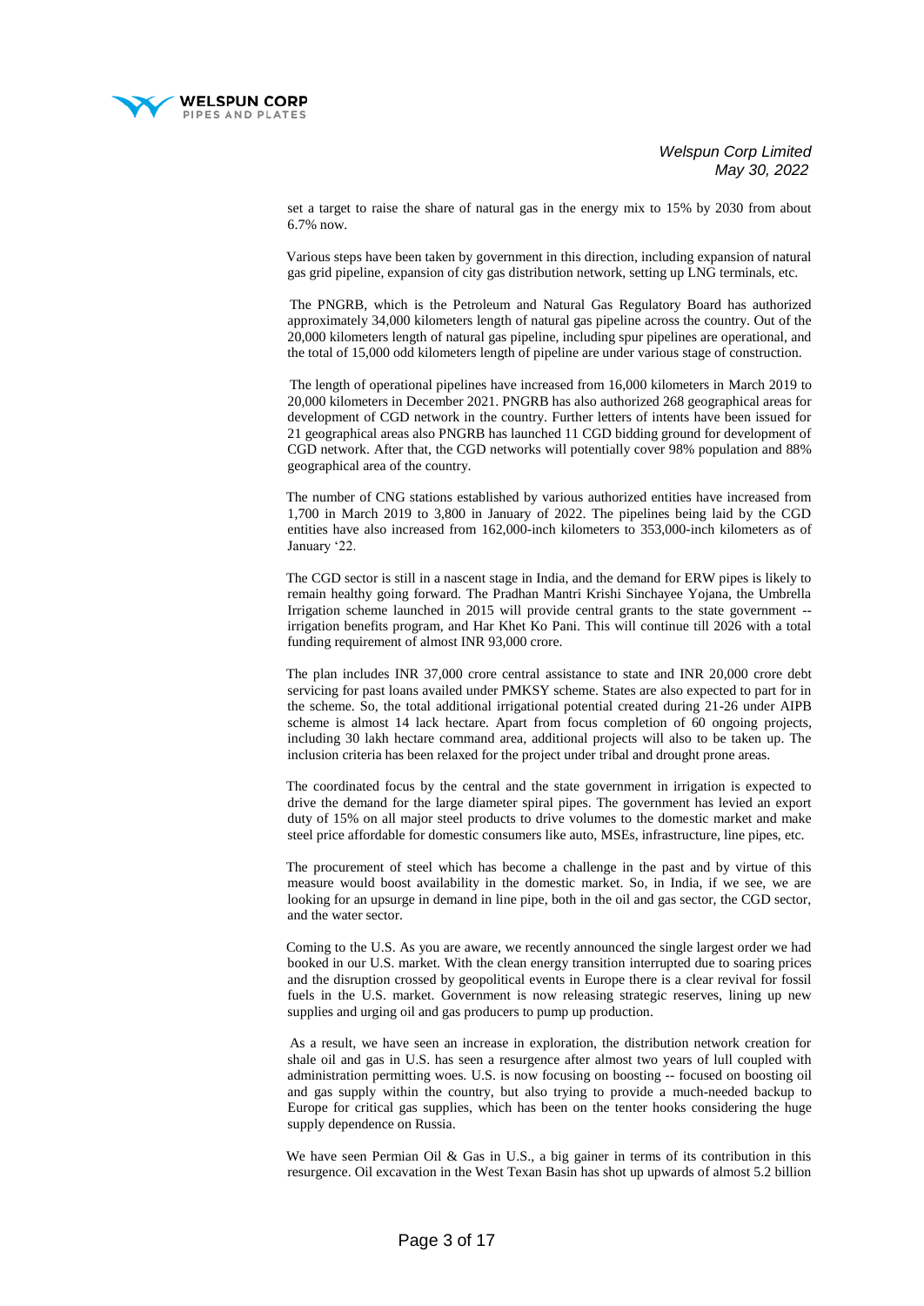set a target to raise the share of natural gas in the energy mix to 15% by 2030 from about 6.7% now.

Various steps have been taken by government in this direction, including expansion of natural gas grid pipeline, expansion of city gas distribution network, setting up LNG terminals, etc.

The PNGRB, which is the Petroleum and Natural Gas Regulatory Board has authorized approximately 34,000 kilometers length of natural gas pipeline across the country. Out of the 20,000 kilometers length of natural gas pipeline, including spur pipelines are operational, and the total of 15,000 odd kilometers length of pipeline are under various stage of construction.

The length of operational pipelines have increased from 16,000 kilometers in March 2019 to 20,000 kilometers in December 2021. PNGRB has also authorized 268 geographical areas for development of CGD network in the country. Further letters of intents have been issued for 21 geographical areas also PNGRB has launched 11 CGD bidding ground for development of CGD network. After that, the CGD networks will potentially cover 98% population and 88% geographical area of the country.

The number of CNG stations established by various authorized entities have increased from 1,700 in March 2019 to 3,800 in January of 2022. The pipelines being laid by the CGD entities have also increased from 162,000-inch kilometers to 353,000-inch kilometers as of January '22.

The CGD sector is still in a nascent stage in India, and the demand for ERW pipes is likely to remain healthy going forward. The Pradhan Mantri Krishi Sinchayee Yojana, the Umbrella Irrigation scheme launched in 2015 will provide central grants to the state government -- irrigation benefits program, and Har Khet Ko Pani. This will continue till 2026 with a total funding requirement of almost INR 93,000 crore.

The plan includes INR 37,000 crore central assistance to state and INR 20,000 crore debt servicing for past loans availed under PMKSY scheme. States are also expected to part for in the scheme. So, the total additional irrigational potential created during 21-26 under AIPB scheme is almost 14 lack hectare. Apart from focus completion of 60 ongoing projects, including 30 lakh hectare command area, additional projects will also to be taken up. The inclusion criteria has been relaxed for the project under tribal and drought prone areas.

The coordinated focus by the central and the state government in irrigation is expected to drive the demand for the large diameter spiral pipes. The government has levied an export duty of 15% on all major steel products to drive volumes to the domestic market and make steel price affordable for domestic consumers like auto, MSEs, infrastructure, line pipes, etc.

The procurement of steel which has become a challenge in the past and by virtue of this measure would boost availability in the domestic market. So, in India, if we see, we are looking for an upsurge in demand in line pipe, both in the oil and gas sector, the CGD sector, and the water sector.

Coming to the U.S. As you are aware, we recently announced the single largest order we had booked in our U.S. market. With the clean energy transition interrupted due to soaring prices and the disruption crossed by geopolitical events in Europe there is a clear revival for fossil fuels in the U.S. market. Government is now releasing strategic reserves, lining up new supplies and urging oil and gas producers to pump up production.

As a result, we have seen an increase in exploration, the distribution network creation for shale oil and gas in U.S. has seen a resurgence after almost two years of lull coupled with administration permitting woes. U.S. is now focusing on boosting -- focused on boosting oil and gas supply within the country, but also trying to provide a much-needed backup to Europe for critical gas supplies, which has been on the tenter hooks considering the huge supply dependence on Russia.

We have seen Permian Oil & Gas in U.S., a big gainer in terms of its contribution in this resurgence. Oil excavation in the West Texan Basin has shot up upwards of almost 5.2 billion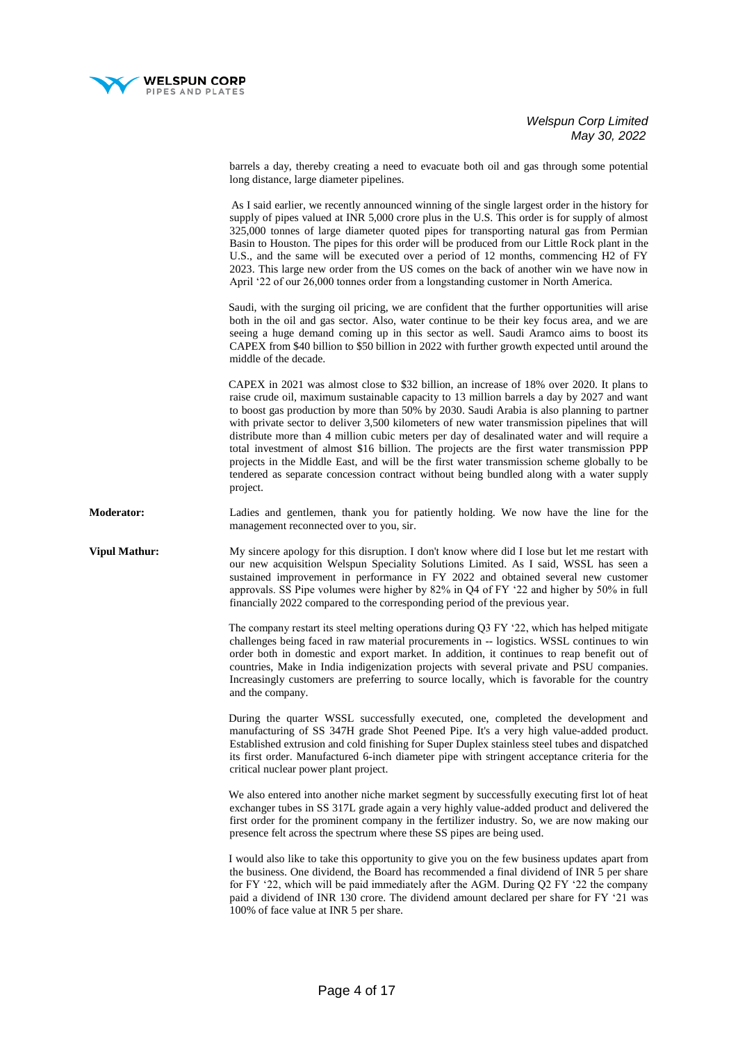barrels a day, thereby creating a need to evacuate both oil and gas through some potential long distance, large diameter pipelines.

As I said earlier, we recently announced winning of the single largest order in the history for supply of pipes valued at INR 5,000 crore plus in the U.S. This order is for supply of almost 325,000 tonnes of large diameter quoted pipes for transporting natural gas from Permian Basin to Houston. The pipes for this order will be produced from our Little Rock plant in the U.S., and the same will be executed over a period of 12 months, commencing H2 of FY 2023. This large new order from the US comes on the back of another win we have now in April '22 of our 26,000 tonnes order from a longstanding customer in North America.

Saudi, with the surging oil pricing, we are confident that the further opportunities will arise both in the oil and gas sector. Also, water continue to be their key focus area, and we are seeing a huge demand coming up in this sector as well. Saudi Aramco aims to boost its CAPEX from $40 billion to $50 billion in 2022 with further growth expected until around the middle of the decade.

CAPEX in 2021 was almost close to $32 billion, an increase of 18% over 2020. It plans to raise crude oil, maximum sustainable capacity to 13 million barrels a day by 2027 and want to boost gas production by more than 50% by 2030. Saudi Arabia is also planning to partner with private sector to deliver 3,500 kilometers of new water transmission pipelines that will distribute more than 4 million cubic meters per day of desalinated water and will require a total investment of almost $16 billion. The projects are the first water transmission PPP projects in the Middle East, and will be the first water transmission scheme globally to be tendered as separate concession contract without being bundled along with a water supply project.

**Moderator:** Ladies and gentlemen, thank you for patiently holding. We now have the line for the management reconnected over to you, sir.

**Vipul Mathur:** My sincere apology for this disruption. I don't know where did I lose but let me restart with our new acquisition Welspun Speciality Solutions Limited. As I said, WSSL has seen a sustained improvement in performance in FY 2022 and obtained several new customer approvals. SS Pipe volumes were higher by 82% in Q4 of FY '22 and higher by 50% in full financially 2022 compared to the corresponding period of the previous year.

The company restart its steel melting operations during Q3 FY '22, which has helped mitigate challenges being faced in raw material procurements in -- logistics. WSSL continues to win order both in domestic and export market. In addition, it continues to reap benefit out of countries, Make in India indigenization projects with several private and PSU companies. Increasingly customers are preferring to source locally, which is favorable for the country and the company.

During the quarter WSSL successfully executed, one, completed the development and manufacturing of SS 347H grade Shot Peened Pipe. It's a very high value-added product. Established extrusion and cold finishing for Super Duplex stainless steel tubes and dispatched its first order. Manufactured 6-inch diameter pipe with stringent acceptance criteria for the critical nuclear power plant project.

We also entered into another niche market segment by successfully executing first lot of heat exchanger tubes in SS 317L grade again a very highly value-added product and delivered the first order for the prominent company in the fertilizer industry. So, we are now making our presence felt across the spectrum where these SS pipes are being used.

I would also like to take this opportunity to give you on the few business updates apart from the business. One dividend, the Board has recommended a final dividend of INR 5 per share for FY '22, which will be paid immediately after the AGM. During Q2 FY '22 the company paid a dividend of INR 130 crore. The dividend amount declared per share for FY '21 was 100% of face value at INR 5 per share.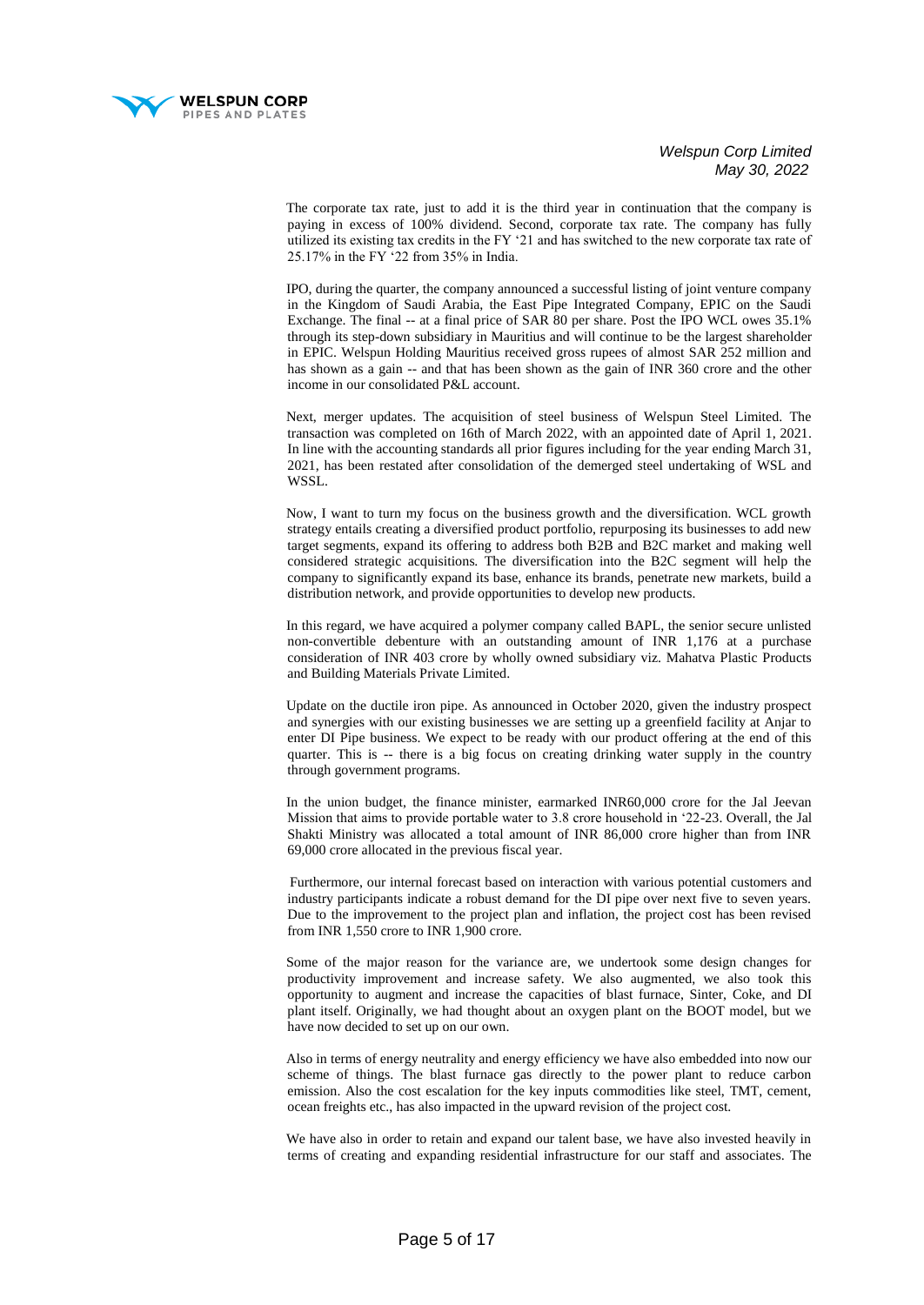The corporate tax rate, just to add it is the third year in continuation that the company is paying in excess of 100% dividend. Second, corporate tax rate. The company has fully utilized its existing tax credits in the FY '21 and has switched to the new corporate tax rate of 25.17% in the FY '22 from 35% in India.

IPO, during the quarter, the company announced a successful listing of joint venture company in the Kingdom of Saudi Arabia, the East Pipe Integrated Company, EPIC on the Saudi Exchange. The final -- at a final price of SAR 80 per share. Post the IPO WCL owes 35.1% through its step-down subsidiary in Mauritius and will continue to be the largest shareholder in EPIC. Welspun Holding Mauritius received gross rupees of almost SAR 252 million and has shown as a gain -- and that has been shown as the gain of INR 360 crore and the other income in our consolidated P&L account.

Next, merger updates. The acquisition of steel business of Welspun Steel Limited. The transaction was completed on 16th of March 2022, with an appointed date of April 1, 2021. In line with the accounting standards all prior figures including for the year ending March 31, 2021, has been restated after consolidation of the demerged steel undertaking of WSL and WSSL.

Now, I want to turn my focus on the business growth and the diversification. WCL growth strategy entails creating a diversified product portfolio, repurposing its businesses to add new target segments, expand its offering to address both B2B and B2C market and making well considered strategic acquisitions. The diversification into the B2C segment will help the company to significantly expand its base, enhance its brands, penetrate new markets, build a distribution network, and provide opportunities to develop new products.

In this regard, we have acquired a polymer company called BAPL, the senior secure unlisted non-convertible debenture with an outstanding amount of INR 1,176 at a purchase consideration of INR 403 crore by wholly owned subsidiary viz. Mahatva Plastic Products and Building Materials Private Limited.

Update on the ductile iron pipe. As announced in October 2020, given the industry prospect and synergies with our existing businesses we are setting up a greenfield facility at Anjar to enter DI Pipe business. We expect to be ready with our product offering at the end of this quarter. This is -- there is a big focus on creating drinking water supply in the country through government programs.

In the union budget, the finance minister, earmarked INR60,000 crore for the Jal Jeevan Mission that aims to provide portable water to 3.8 crore household in '22-23. Overall, the Jal Shakti Ministry was allocated a total amount of INR 86,000 crore higher than from INR 69,000 crore allocated in the previous fiscal year.

Furthermore, our internal forecast based on interaction with various potential customers and industry participants indicate a robust demand for the DI pipe over next five to seven years. Due to the improvement to the project plan and inflation, the project cost has been revised from INR 1,550 crore to INR 1,900 crore.

Some of the major reason for the variance are, we undertook some design changes for productivity improvement and increase safety. We also augmented, we also took this opportunity to augment and increase the capacities of blast furnace, Sinter, Coke, and DI plant itself. Originally, we had thought about an oxygen plant on the BOOT model, but we have now decided to set up on our own.

Also in terms of energy neutrality and energy efficiency we have also embedded into now our scheme of things. The blast furnace gas directly to the power plant to reduce carbon emission. Also the cost escalation for the key inputs commodities like steel, TMT, cement, ocean freights etc., has also impacted in the upward revision of the project cost.

We have also in order to retain and expand our talent base, we have also invested heavily in terms of creating and expanding residential infrastructure for our staff and associates. The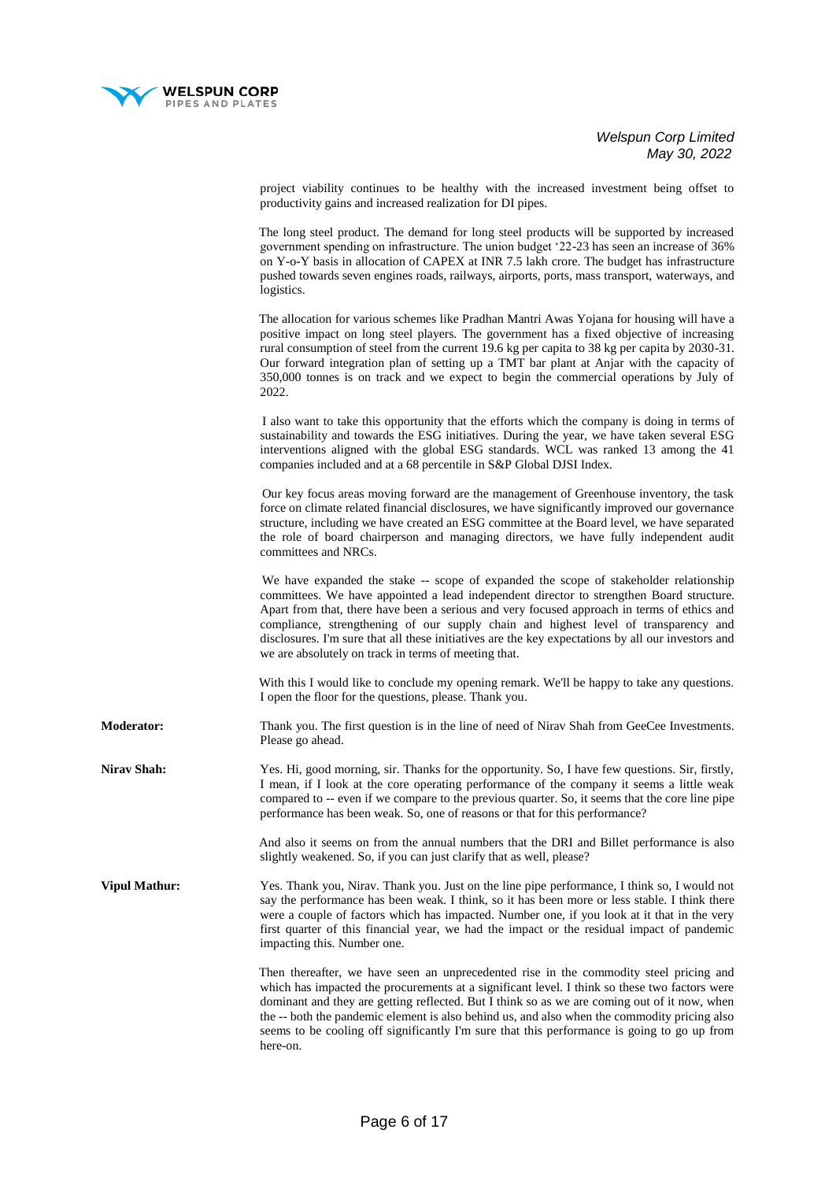project viability continues to be healthy with the increased investment being offset to productivity gains and increased realization for DI pipes.

The long steel product. The demand for long steel products will be supported by increased government spending on infrastructure. The union budget '22-23 has seen an increase of 36% on Y-o-Y basis in allocation of CAPEX at INR 7.5 lakh crore. The budget has infrastructure pushed towards seven engines roads, railways, airports, ports, mass transport, waterways, and logistics.

The allocation for various schemes like Pradhan Mantri Awas Yojana for housing will have a positive impact on long steel players. The government has a fixed objective of increasing rural consumption of steel from the current 19.6 kg per capita to 38 kg per capita by 2030-31. Our forward integration plan of setting up a TMT bar plant at Anjar with the capacity of 350,000 tonnes is on track and we expect to begin the commercial operations by July of 2022.

I also want to take this opportunity that the efforts which the company is doing in terms of sustainability and towards the ESG initiatives. During the year, we have taken several ESG interventions aligned with the global ESG standards. WCL was ranked 13 among the 41 companies included and at a 68 percentile in S&P Global DJSI Index.

Our key focus areas moving forward are the management of Greenhouse inventory, the task force on climate related financial disclosures, we have significantly improved our governance structure, including we have created an ESG committee at the Board level, we have separated the role of board chairperson and managing directors, we have fully independent audit committees and NRCs.

We have expanded the stake -- scope of expanded the scope of stakeholder relationship committees. We have appointed a lead independent director to strengthen Board structure. Apart from that, there have been a serious and very focused approach in terms of ethics and compliance, strengthening of our supply chain and highest level of transparency and disclosures. I'm sure that all these initiatives are the key expectations by all our investors and we are absolutely on track in terms of meeting that.

With this I would like to conclude my opening remark. We'll be happy to take any questions. I open the floor for the questions, please. Thank you.

**Moderator:** Thank you. The first question is in the line of need of Nirav Shah from GeeCee Investments. Please go ahead.

**Nirav Shah:** Yes. Hi, good morning, sir. Thanks for the opportunity. So, I have few questions. Sir, firstly, I mean, if I look at the core operating performance of the company it seems a little weak compared to -- even if we compare to the previous quarter. So, it seems that the core line pipe performance has been weak. So, one of reasons or that for this performance?

And also it seems on from the annual numbers that the DRI and Billet performance is also slightly weakened. So, if you can just clarify that as well, please?

**Vipul Mathur:** Yes. Thank you, Nirav. Thank you. Just on the line pipe performance, I think so, I would not say the performance has been weak. I think, so it has been more or less stable. I think there were a couple of factors which has impacted. Number one, if you look at it that in the very first quarter of this financial year, we had the impact or the residual impact of pandemic impacting this. Number one.

Then thereafter, we have seen an unprecedented rise in the commodity steel pricing and which has impacted the procurements at a significant level. I think so these two factors were dominant and they are getting reflected. But I think so as we are coming out of it now, when the -- both the pandemic element is also behind us, and also when the commodity pricing also seems to be cooling off significantly I'm sure that this performance is going to go up from here-on.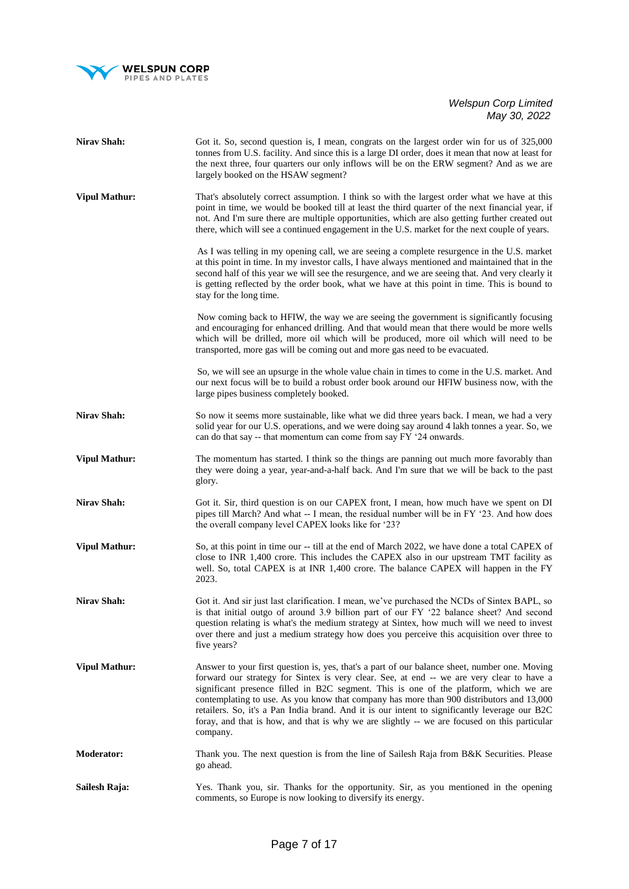**Nirav Shah:** Got it. So, second question is, I mean, congrats on the largest order win for us of 325,000 tonnes from U.S. facility. And since this is a large DI order, does it mean that now at least for the next three, four quarters our only inflows will be on the ERW segment? And as we are largely booked on the HSAW segment?

**Vipul Mathur:** That's absolutely correct assumption. I think so with the largest order what we have at this point in time, we would be booked till at least the third quarter of the next financial year, if not. And I'm sure there are multiple opportunities, which are also getting further created out there, which will see a continued engagement in the U.S. market for the next couple of years.

As I was telling in my opening call, we are seeing a complete resurgence in the U.S. market at this point in time. In my investor calls, I have always mentioned and maintained that in the second half of this year we will see the resurgence, and we are seeing that. And very clearly it is getting reflected by the order book, what we have at this point in time. This is bound to stay for the long time.

Now coming back to HFIW, the way we are seeing the government is significantly focusing and encouraging for enhanced drilling. And that would mean that there would be more wells which will be drilled, more oil which will be produced, more oil which will need to be transported, more gas will be coming out and more gas need to be evacuated.

So, we will see an upsurge in the whole value chain in times to come in the U.S. market. And our next focus will be to build a robust order book around our HFIW business now, with the large pipes business completely booked.

**Nirav Shah:** So now it seems more sustainable, like what we did three years back. I mean, we had a very solid year for our U.S. operations, and we were doing say around 4 lakh tonnes a year. So, we can do that say -- that momentum can come from say FY '24 onwards.

**Vipul Mathur:** The momentum has started. I think so the things are panning out much more favorably than they were doing a year, year-and-a-half back. And I'm sure that we will be back to the past glory.

**Nirav Shah:** Got it. Sir, third question is on our CAPEX front, I mean, how much have we spent on DI pipes till March? And what -- I mean, the residual number will be in FY '23. And how does the overall company level CAPEX looks like for '23?

**Vipul Mathur:** So, at this point in time our -- till at the end of March 2022, we have done a total CAPEX of close to INR 1,400 crore. This includes the CAPEX also in our upstream TMT facility as well. So, total CAPEX is at INR 1,400 crore. The balance CAPEX will happen in the FY 2023.

**Nirav Shah:** Got it. And sir just last clarification. I mean, we've purchased the NCDs of Sintex BAPL, so is that initial outgo of around 3.9 billion part of our FY '22 balance sheet? And second question relating is what's the medium strategy at Sintex, how much will we need to invest over there and just a medium strategy how does you perceive this acquisition over three to five years?

**Vipul Mathur:** Answer to your first question is, yes, that's a part of our balance sheet, number one. Moving forward our strategy for Sintex is very clear. See, at end -- we are very clear to have a significant presence filled in B2C segment. This is one of the platform, which we are contemplating to use. As you know that company has more than 900 distributors and 13,000 retailers. So, it's a Pan India brand. And it is our intent to significantly leverage our B2C foray, and that is how, and that is why we are slightly -- we are focused on this particular company.

**Moderator:** Thank you. The next question is from the line of Sailesh Raja from B&K Securities. Please go ahead.

**Sailesh Raja:** Yes. Thank you, sir. Thanks for the opportunity. Sir, as you mentioned in the opening comments, so Europe is now looking to diversify its energy.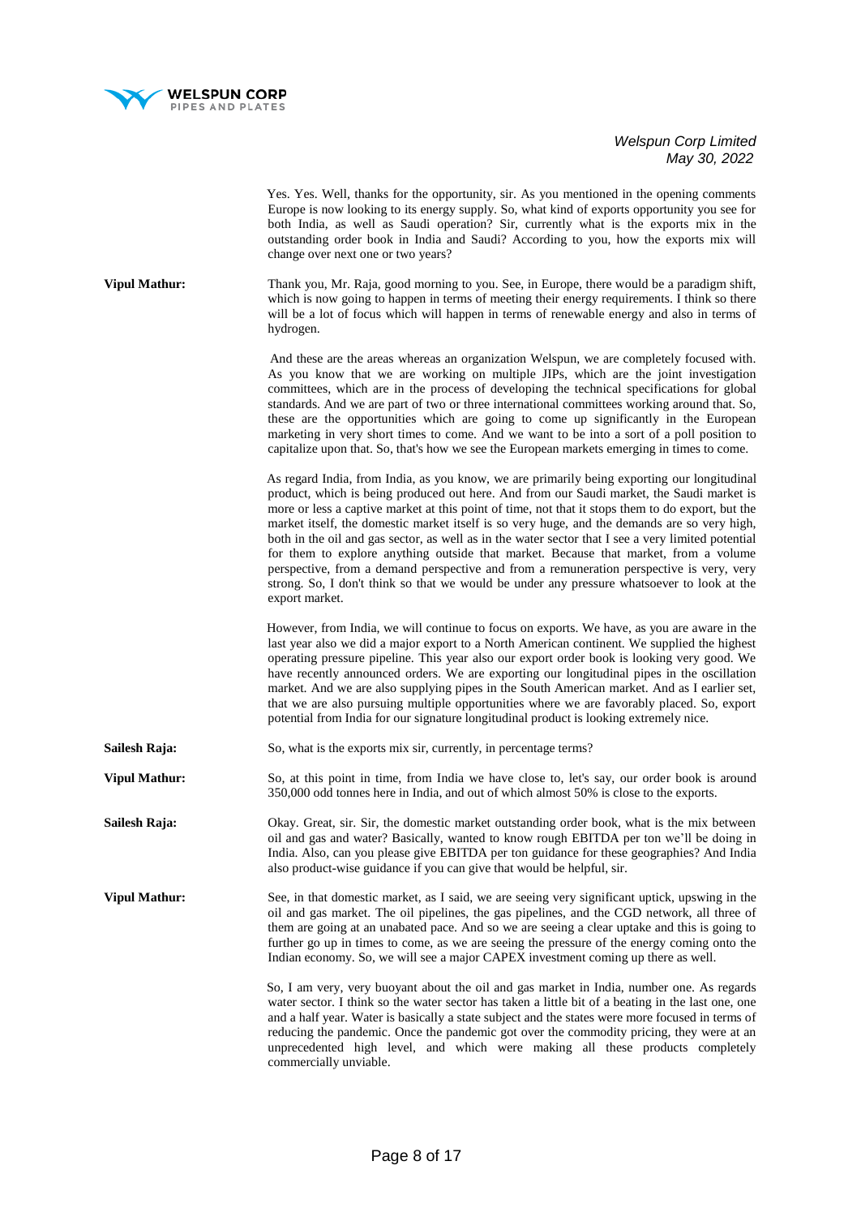Yes. Yes. Well, thanks for the opportunity, sir. As you mentioned in the opening comments Europe is now looking to its energy supply. So, what kind of exports opportunity you see for both India, as well as Saudi operation? Sir, currently what is the exports mix in the outstanding order book in India and Saudi? According to you, how the exports mix will change over next one or two years?

**Vipul Mathur:** Thank you, Mr. Raja, good morning to you. See, in Europe, there would be a paradigm shift, which is now going to happen in terms of meeting their energy requirements. I think so there will be a lot of focus which will happen in terms of renewable energy and also in terms of hydrogen.

And these are the areas whereas an organization Welspun, we are completely focused with. As you know that we are working on multiple JIPs, which are the joint investigation committees, which are in the process of developing the technical specifications for global standards. And we are part of two or three international committees working around that. So, these are the opportunities which are going to come up significantly in the European marketing in very short times to come. And we want to be into a sort of a poll position to capitalize upon that. So, that's how we see the European markets emerging in times to come.

As regard India, from India, as you know, we are primarily being exporting our longitudinal product, which is being produced out here. And from our Saudi market, the Saudi market is more or less a captive market at this point of time, not that it stops them to do export, but the market itself, the domestic market itself is so very huge, and the demands are so very high, both in the oil and gas sector, as well as in the water sector that I see a very limited potential for them to explore anything outside that market. Because that market, from a volume perspective, from a demand perspective and from a remuneration perspective is very, very strong. So, I don't think so that we would be under any pressure whatsoever to look at the export market.

However, from India, we will continue to focus on exports. We have, as you are aware in the last year also we did a major export to a North American continent. We supplied the highest operating pressure pipeline. This year also our export order book is looking very good. We have recently announced orders. We are exporting our longitudinal pipes in the oscillation market. And we are also supplying pipes in the South American market. And as I earlier set, that we are also pursuing multiple opportunities where we are favorably placed. So, export potential from India for our signature longitudinal product is looking extremely nice.

**Sailesh Raja:** So, what is the exports mix sir, currently, in percentage terms?

**Vipul Mathur:** So, at this point in time, from India we have close to, let's say, our order book is around 350,000 odd tonnes here in India, and out of which almost 50% is close to the exports.

**Sailesh Raja:** Okay. Great, sir. Sir, the domestic market outstanding order book, what is the mix between oil and gas and water? Basically, wanted to know rough EBITDA per ton we'll be doing in India. Also, can you please give EBITDA per ton guidance for these geographies? And India also product-wise guidance if you can give that would be helpful, sir.

**Vipul Mathur:** See, in that domestic market, as I said, we are seeing very significant uptick, upswing in the oil and gas market. The oil pipelines, the gas pipelines, and the CGD network, all three of them are going at an unabated pace. And so we are seeing a clear uptake and this is going to further go up in times to come, as we are seeing the pressure of the energy coming onto the Indian economy. So, we will see a major CAPEX investment coming up there as well.

So, I am very, very buoyant about the oil and gas market in India, number one. As regards water sector. I think so the water sector has taken a little bit of a beating in the last one, one and a half year. Water is basically a state subject and the states were more focused in terms of reducing the pandemic. Once the pandemic got over the commodity pricing, they were at an unprecedented high level, and which were making all these products completely commercially unviable.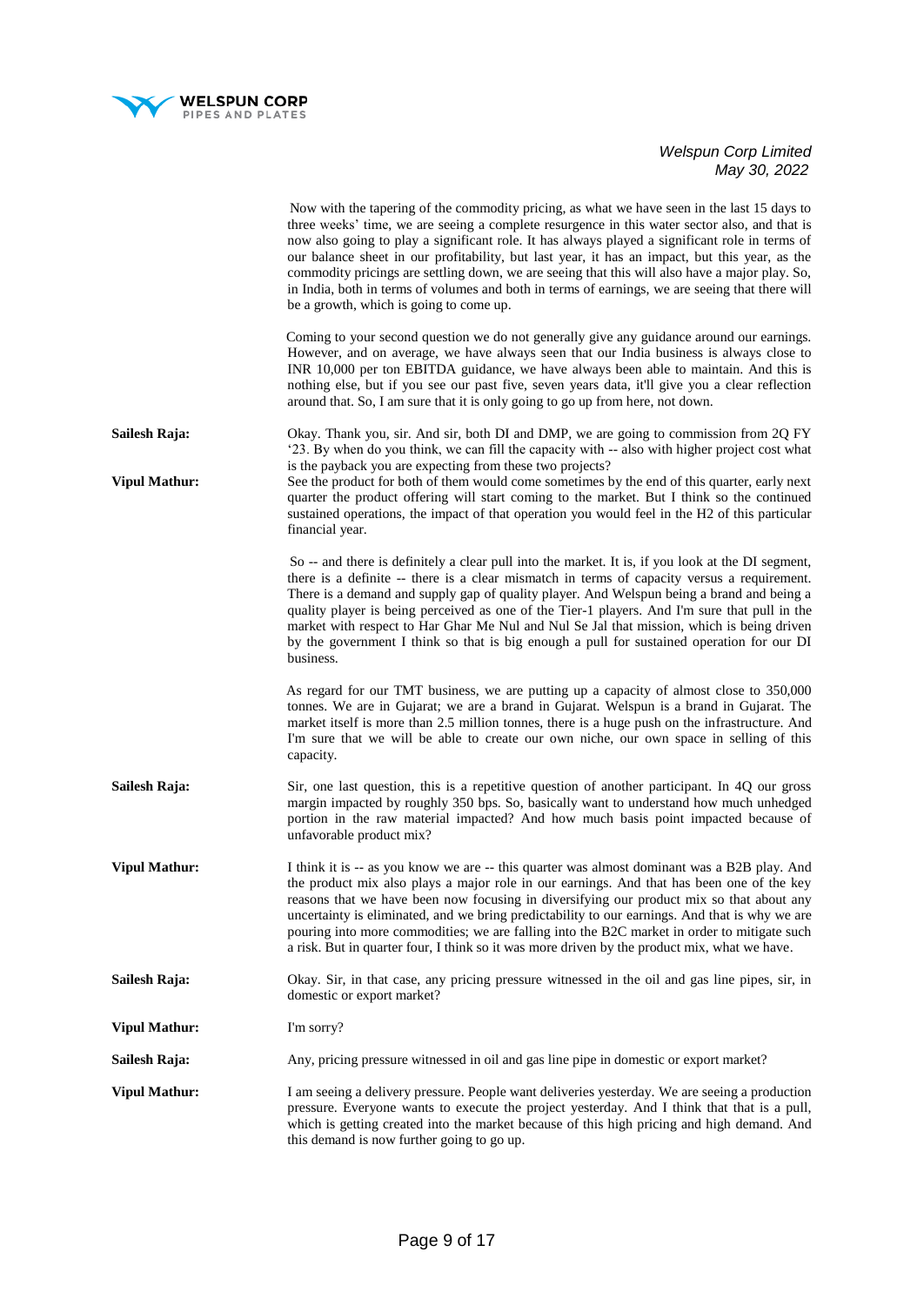Now with the tapering of the commodity pricing, as what we have seen in the last 15 days to three weeks' time, we are seeing a complete resurgence in this water sector also, and that is now also going to play a significant role. It has always played a significant role in terms of our balance sheet in our profitability, but last year, it has an impact, but this year, as the commodity pricings are settling down, we are seeing that this will also have a major play. So, in India, both in terms of volumes and both in terms of earnings, we are seeing that there will be a growth, which is going to come up.

Coming to your second question we do not generally give any guidance around our earnings. However, and on average, we have always seen that our India business is always close to INR 10,000 per ton EBITDA guidance, we have always been able to maintain. And this is nothing else, but if you see our past five, seven years data, it'll give you a clear reflection around that. So, I am sure that it is only going to go up from here, not down.

**Sailesh Raja:** Okay. Thank you, sir. And sir, both DI and DMP, we are going to commission from 2Q FY '23. By when do you think, we can fill the capacity with -- also with higher project cost what is the payback you are expecting from these two projects?

**Vipul Mathur:** See the product for both of them would come sometimes by the end of this quarter, early next quarter the product offering will start coming to the market. But I think so the continued sustained operations, the impact of that operation you would feel in the H2 of this particular financial year.

So -- and there is definitely a clear pull into the market. It is, if you look at the DI segment, there is a definite -- there is a clear mismatch in terms of capacity versus a requirement. There is a demand and supply gap of quality player. And Welspun being a brand and being a quality player is being perceived as one of the Tier-1 players. And I'm sure that pull in the market with respect to Har Ghar Me Nul and Nul Se Jal that mission, which is being driven by the government I think so that is big enough a pull for sustained operation for our DI business.

As regard for our TMT business, we are putting up a capacity of almost close to 350,000 tonnes. We are in Gujarat; we are a brand in Gujarat. Welspun is a brand in Gujarat. The market itself is more than 2.5 million tonnes, there is a huge push on the infrastructure. And I'm sure that we will be able to create our own niche, our own space in selling of this capacity.

**Sailesh Raja:** Sir, one last question, this is a repetitive question of another participant. In 4Q our gross margin impacted by roughly 350 bps. So, basically want to understand how much unhedged portion in the raw material impacted? And how much basis point impacted because of unfavorable product mix?

**Vipul Mathur:** I think it is -- as you know we are -- this quarter was almost dominant was a B2B play. And the product mix also plays a major role in our earnings. And that has been one of the key reasons that we have been now focusing in diversifying our product mix so that about any uncertainty is eliminated, and we bring predictability to our earnings. And that is why we are pouring into more commodities; we are falling into the B2C market in order to mitigate such a risk. But in quarter four, I think so it was more driven by the product mix, what we have.

**Sailesh Raja:** Okay. Sir, in that case, any pricing pressure witnessed in the oil and gas line pipes, sir, in domestic or export market?

**Vipul Mathur:** I'm sorry?

**Sailesh Raja:** Any, pricing pressure witnessed in oil and gas line pipe in domestic or export market?

**Vipul Mathur:** I am seeing a delivery pressure. People want deliveries yesterday. We are seeing a production pressure. Everyone wants to execute the project yesterday. And I think that that is a pull, which is getting created into the market because of this high pricing and high demand. And this demand is now further going to go up.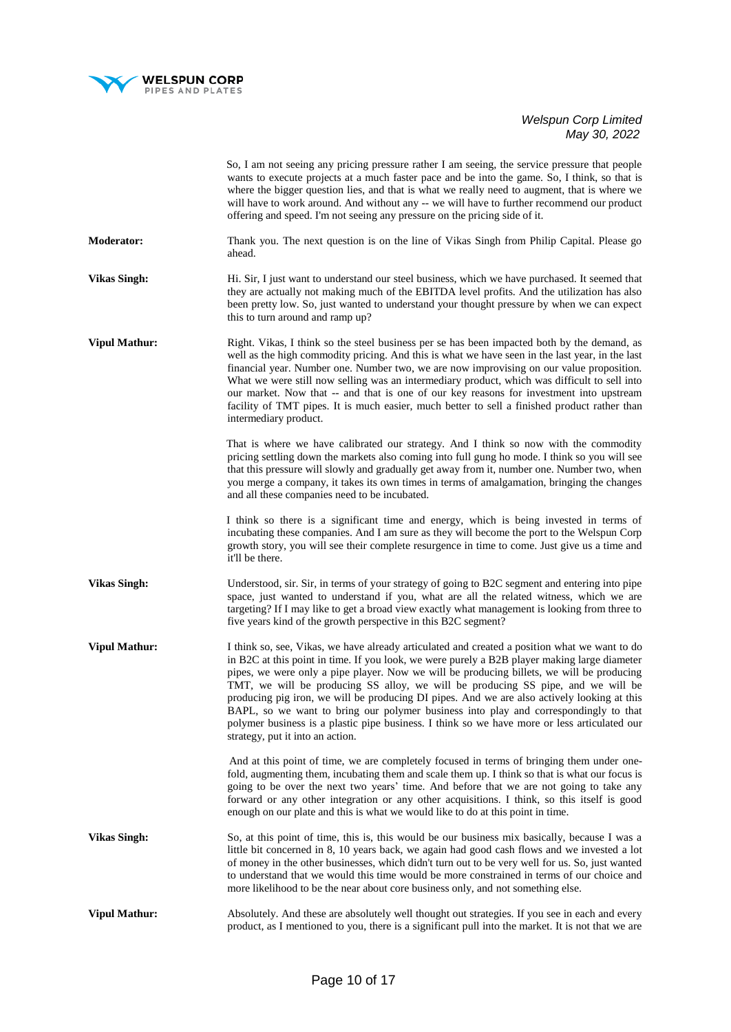So, I am not seeing any pricing pressure rather I am seeing, the service pressure that people wants to execute projects at a much faster pace and be into the game. So, I think, so that is where the bigger question lies, and that is what we really need to augment, that is where we will have to work around. And without any -- we will have to further recommend our product offering and speed. I'm not seeing any pressure on the pricing side of it.

**Moderator:** Thank you. The next question is on the line of Vikas Singh from Philip Capital. Please go ahead.

**Vikas Singh:** Hi. Sir, I just want to understand our steel business, which we have purchased. It seemed that they are actually not making much of the EBITDA level profits. And the utilization has also been pretty low. So, just wanted to understand your thought pressure by when we can expect this to turn around and ramp up?

**Vipul Mathur:** Right. Vikas, I think so the steel business per se has been impacted both by the demand, as well as the high commodity pricing. And this is what we have seen in the last year, in the last financial year. Number one. Number two, we are now improvising on our value proposition. What we were still now selling was an intermediary product, which was difficult to sell into our market. Now that -- and that is one of our key reasons for investment into upstream facility of TMT pipes. It is much easier, much better to sell a finished product rather than intermediary product.

That is where we have calibrated our strategy. And I think so now with the commodity pricing settling down the markets also coming into full gung ho mode. I think so you will see that this pressure will slowly and gradually get away from it, number one. Number two, when you merge a company, it takes its own times in terms of amalgamation, bringing the changes and all these companies need to be incubated.

I think so there is a significant time and energy, which is being invested in terms of incubating these companies. And I am sure as they will become the port to the Welspun Corp growth story, you will see their complete resurgence in time to come. Just give us a time and it'll be there.

**Vikas Singh:** Understood, sir. Sir, in terms of your strategy of going to B2C segment and entering into pipe space, just wanted to understand if you, what are all the related witness, which we are targeting? If I may like to get a broad view exactly what management is looking from three to five years kind of the growth perspective in this B2C segment?

**Vipul Mathur:** I think so, see, Vikas, we have already articulated and created a position what we want to do in B2C at this point in time. If you look, we were purely a B2B player making large diameter pipes, we were only a pipe player. Now we will be producing billets, we will be producing TMT, we will be producing SS alloy, we will be producing SS pipe, and we will be producing pig iron, we will be producing DI pipes. And we are also actively looking at this BAPL, so we want to bring our polymer business into play and correspondingly to that polymer business is a plastic pipe business. I think so we have more or less articulated our strategy, put it into an action.

And at this point of time, we are completely focused in terms of bringing them under one-fold, augmenting them, incubating them and scale them up. I think so that is what our focus is going to be over the next two years' time. And before that we are not going to take any forward or any other integration or any other acquisitions. I think, so this itself is good enough on our plate and this is what we would like to do at this point in time.

**Vikas Singh:** So, at this point of time, this is, this would be our business mix basically, because I was a little bit concerned in 8, 10 years back, we again had good cash flows and we invested a lot of money in the other businesses, which didn't turn out to be very well for us. So, just wanted to understand that we would this time would be more constrained in terms of our choice and more likelihood to be the near about core business only, and not something else.

**Vipul Mathur:** Absolutely. And these are absolutely well thought out strategies. If you see in each and every product, as I mentioned to you, there is a significant pull into the market. It is not that we are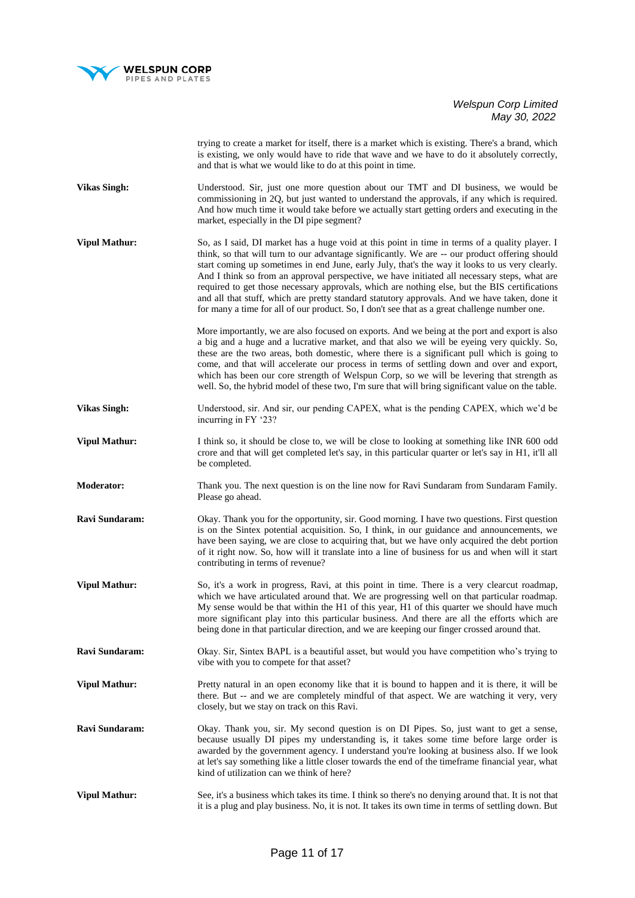trying to create a market for itself, there is a market which is existing. There's a brand, which is existing, we only would have to ride that wave and we have to do it absolutely correctly, and that is what we would like to do at this point in time.

**Vikas Singh:** Understood. Sir, just one more question about our TMT and DI business, we would be commissioning in 2Q, but just wanted to understand the approvals, if any which is required. And how much time it would take before we actually start getting orders and executing in the market, especially in the DI pipe segment?

**Vipul Mathur:** So, as I said, DI market has a huge void at this point in time in terms of a quality player. I think, so that will turn to our advantage significantly. We are -- our product offering should start coming up sometimes in end June, early July, that's the way it looks to us very clearly. And I think so from an approval perspective, we have initiated all necessary steps, what are required to get those necessary approvals, which are nothing else, but the BIS certifications and all that stuff, which are pretty standard statutory approvals. And we have taken, done it for many a time for all of our product. So, I don't see that as a great challenge number one.

More importantly, we are also focused on exports. And we being at the port and export is also a big and a huge and a lucrative market, and that also we will be eyeing very quickly. So, these are the two areas, both domestic, where there is a significant pull which is going to come, and that will accelerate our process in terms of settling down and over and export, which has been our core strength of Welspun Corp, so we will be levering that strength as well. So, the hybrid model of these two, I'm sure that will bring significant value on the table.

**Vikas Singh:** Understood, sir. And sir, our pending CAPEX, what is the pending CAPEX, which we'd be incurring in FY '23?

**Vipul Mathur:** I think so, it should be close to, we will be close to looking at something like INR 600 odd crore and that will get completed let's say, in this particular quarter or let's say in H1, it'll all be completed.

**Moderator:** Thank you. The next question is on the line now for Ravi Sundaram from Sundaram Family. Please go ahead.

**Ravi Sundaram:** Okay. Thank you for the opportunity, sir. Good morning. I have two questions. First question is on the Sintex potential acquisition. So, I think, in our guidance and announcements, we have been saying, we are close to acquiring that, but we have only acquired the debt portion of it right now. So, how will it translate into a line of business for us and when will it start contributing in terms of revenue?

**Vipul Mathur:** So, it's a work in progress, Ravi, at this point in time. There is a very clearcut roadmap, which we have articulated around that. We are progressing well on that particular roadmap. My sense would be that within the H1 of this year, H1 of this quarter we should have much more significant play into this particular business. And there are all the efforts which are being done in that particular direction, and we are keeping our finger crossed around that.

**Ravi Sundaram:** Okay. Sir, Sintex BAPL is a beautiful asset, but would you have competition who's trying to vibe with you to compete for that asset?

**Vipul Mathur:** Pretty natural in an open economy like that it is bound to happen and it is there, it will be there. But -- and we are completely mindful of that aspect. We are watching it very, very closely, but we stay on track on this Ravi.

**Ravi Sundaram:** Okay. Thank you, sir. My second question is on DI Pipes. So, just want to get a sense, because usually DI pipes my understanding is, it takes some time before large order is awarded by the government agency. I understand you're looking at business also. If we look at let's say something like a little closer towards the end of the timeframe financial year, what kind of utilization can we think of here?

**Vipul Mathur:** See, it's a business which takes its time. I think so there's no denying around that. It is not that it is a plug and play business. No, it is not. It takes its own time in terms of settling down. But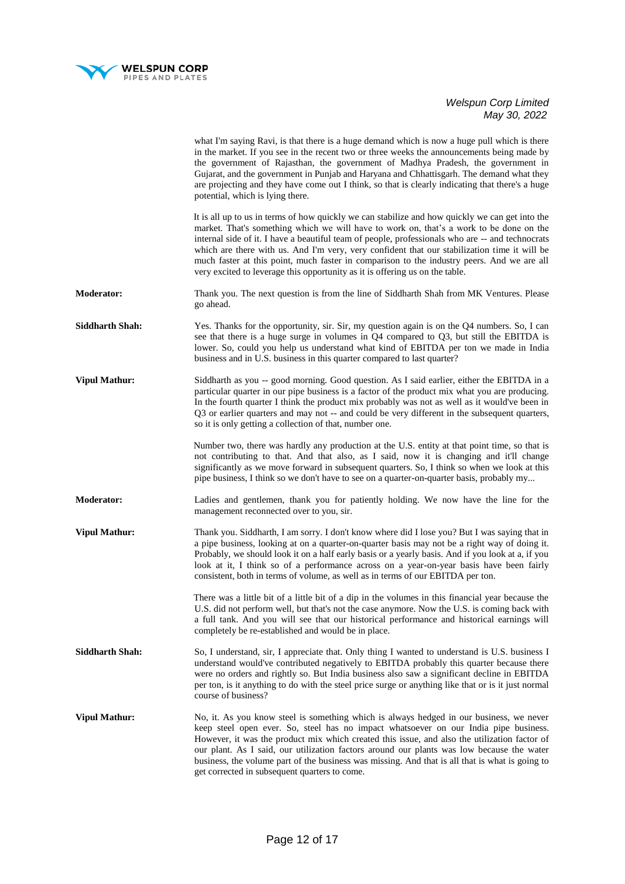what I'm saying Ravi, is that there is a huge demand which is now a huge pull which is there in the market. If you see in the recent two or three weeks the announcements being made by the government of Rajasthan, the government of Madhya Pradesh, the government in Gujarat, and the government in Punjab and Haryana and Chhattisgarh. The demand what they are projecting and they have come out I think, so that is clearly indicating that there's a huge potential, which is lying there.

It is all up to us in terms of how quickly we can stabilize and how quickly we can get into the market. That's something which we will have to work on, that's a work to be done on the internal side of it. I have a beautiful team of people, professionals who are -- and technocrats which are there with us. And I'm very, very confident that our stabilization time it will be much faster at this point, much faster in comparison to the industry peers. And we are all very excited to leverage this opportunity as it is offering us on the table.

**Moderator:** Thank you. The next question is from the line of Siddharth Shah from MK Ventures. Please go ahead.

**Siddharth Shah:** Yes. Thanks for the opportunity, sir. Sir, my question again is on the Q4 numbers. So, I can see that there is a huge surge in volumes in Q4 compared to Q3, but still the EBITDA is lower. So, could you help us understand what kind of EBITDA per ton we made in India business and in U.S. business in this quarter compared to last quarter?

**Vipul Mathur:** Siddharth as you -- good morning. Good question. As I said earlier, either the EBITDA in a particular quarter in our pipe business is a factor of the product mix what you are producing. In the fourth quarter I think the product mix probably was not as well as it would've been in Q3 or earlier quarters and may not -- and could be very different in the subsequent quarters, so it is only getting a collection of that, number one.

Number two, there was hardly any production at the U.S. entity at that point time, so that is not contributing to that. And that also, as I said, now it is changing and it'll change significantly as we move forward in subsequent quarters. So, I think so when we look at this pipe business, I think so we don't have to see on a quarter-on-quarter basis, probably my...

**Moderator:** Ladies and gentlemen, thank you for patiently holding. We now have the line for the management reconnected over to you, sir.

**Vipul Mathur:** Thank you. Siddharth, I am sorry. I don't know where did I lose you? But I was saying that in a pipe business, looking at on a quarter-on-quarter basis may not be a right way of doing it. Probably, we should look it on a half early basis or a yearly basis. And if you look at a, if you look at it, I think so of a performance across on a year-on-year basis have been fairly consistent, both in terms of volume, as well as in terms of our EBITDA per ton.

There was a little bit of a little bit of a dip in the volumes in this financial year because the U.S. did not perform well, but that's not the case anymore. Now the U.S. is coming back with a full tank. And you will see that our historical performance and historical earnings will completely be re-established and would be in place.

**Siddharth Shah:** So, I understand, sir, I appreciate that. Only thing I wanted to understand is U.S. business I understand would've contributed negatively to EBITDA probably this quarter because there were no orders and rightly so. But India business also saw a significant decline in EBITDA per ton, is it anything to do with the steel price surge or anything like that or is it just normal course of business?

**Vipul Mathur:** No, it. As you know steel is something which is always hedged in our business, we never keep steel open ever. So, steel has no impact whatsoever on our India pipe business. However, it was the product mix which created this issue, and also the utilization factor of our plant. As I said, our utilization factors around our plants was low because the water business, the volume part of the business was missing. And that is all that is what is going to get corrected in subsequent quarters to come.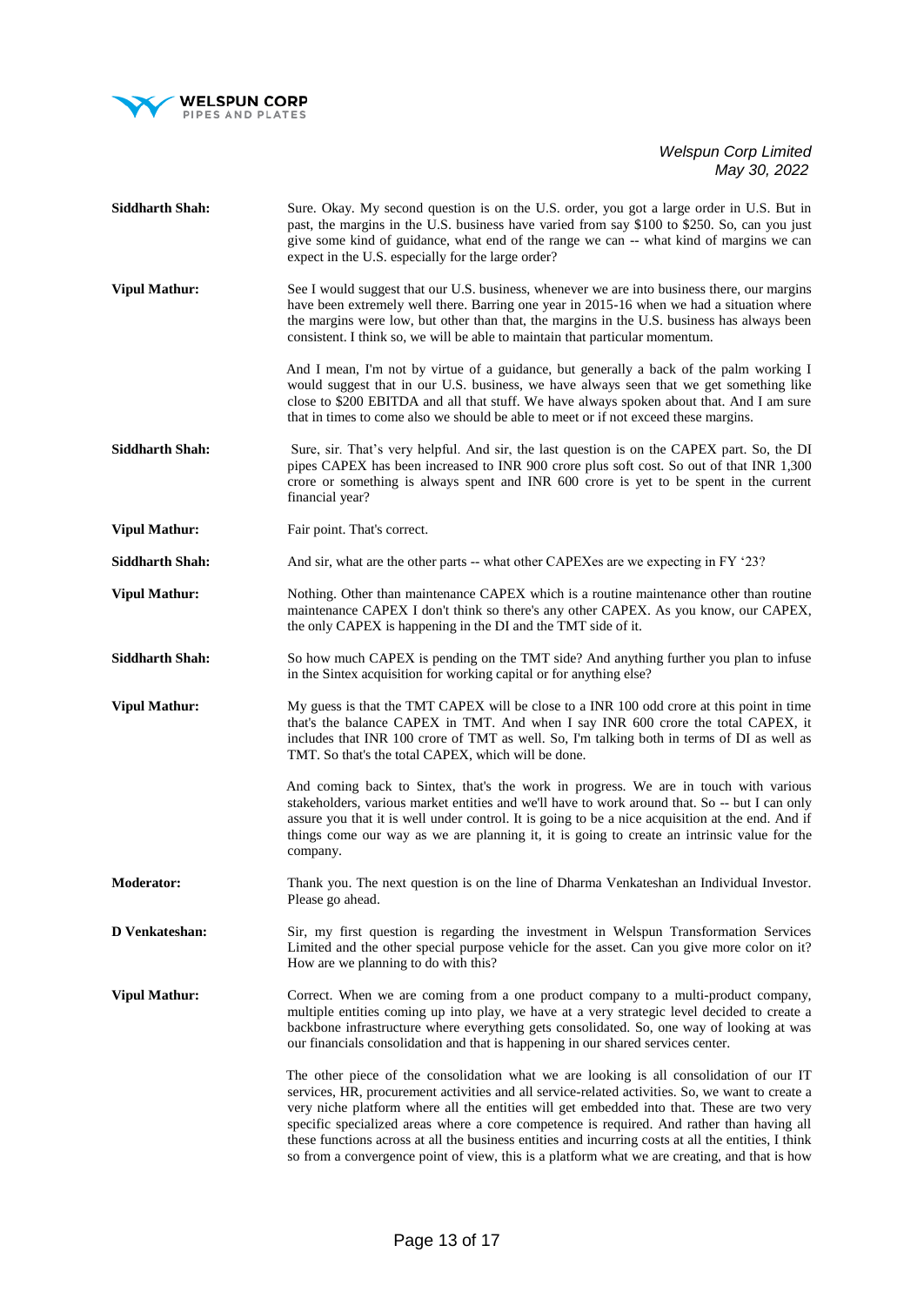**Siddharth Shah:** Sure. Okay. My second question is on the U.S. order, you got a large order in U.S. But in past, the margins in the U.S. business have varied from say $100 to $250. So, can you just give some kind of guidance, what end of the range we can -- what kind of margins we can expect in the U.S. especially for the large order?

**Vipul Mathur:** See I would suggest that our U.S. business, whenever we are into business there, our margins have been extremely well there. Barring one year in 2015-16 when we had a situation where the margins were low, but other than that, the margins in the U.S. business has always been consistent. I think so, we will be able to maintain that particular momentum.

And I mean, I'm not by virtue of a guidance, but generally a back of the palm working I would suggest that in our U.S. business, we have always seen that we get something like close to $200 EBITDA and all that stuff. We have always spoken about that. And I am sure that in times to come also we should be able to meet or if not exceed these margins.

**Siddharth Shah:** Sure, sir. That's very helpful. And sir, the last question is on the CAPEX part. So, the DI pipes CAPEX has been increased to INR 900 crore plus soft cost. So out of that INR 1,300 crore or something is always spent and INR 600 crore is yet to be spent in the current financial year?

**Vipul Mathur:** Fair point. That's correct.

**Siddharth Shah:** And sir, what are the other parts -- what other CAPEXes are we expecting in FY '23?

**Vipul Mathur:** Nothing. Other than maintenance CAPEX which is a routine maintenance other than routine maintenance CAPEX I don't think so there's any other CAPEX. As you know, our CAPEX, the only CAPEX is happening in the DI and the TMT side of it.

**Siddharth Shah:** So how much CAPEX is pending on the TMT side? And anything further you plan to infuse in the Sintex acquisition for working capital or for anything else?

**Vipul Mathur:** My guess is that the TMT CAPEX will be close to a INR 100 odd crore at this point in time that's the balance CAPEX in TMT. And when I say INR 600 crore the total CAPEX, it includes that INR 100 crore of TMT as well. So, I'm talking both in terms of DI as well as TMT. So that's the total CAPEX, which will be done.

And coming back to Sintex, that's the work in progress. We are in touch with various stakeholders, various market entities and we'll have to work around that. So -- but I can only assure you that it is well under control. It is going to be a nice acquisition at the end. And if things come our way as we are planning it, it is going to create an intrinsic value for the company.

**Moderator:** Thank you. The next question is on the line of Dharma Venkateshan an Individual Investor. Please go ahead.

**D Venkateshan:** Sir, my first question is regarding the investment in Welspun Transformation Services Limited and the other special purpose vehicle for the asset. Can you give more color on it? How are we planning to do with this?

**Vipul Mathur:** Correct. When we are coming from a one product company to a multi-product company, multiple entities coming up into play, we have at a very strategic level decided to create a backbone infrastructure where everything gets consolidated. So, one way of looking at was our financials consolidation and that is happening in our shared services center.

The other piece of the consolidation what we are looking is all consolidation of our IT services, HR, procurement activities and all service-related activities. So, we want to create a very niche platform where all the entities will get embedded into that. These are two very specific specialized areas where a core competence is required. And rather than having all these functions across at all the business entities and incurring costs at all the entities, I think so from a convergence point of view, this is a platform what we are creating, and that is how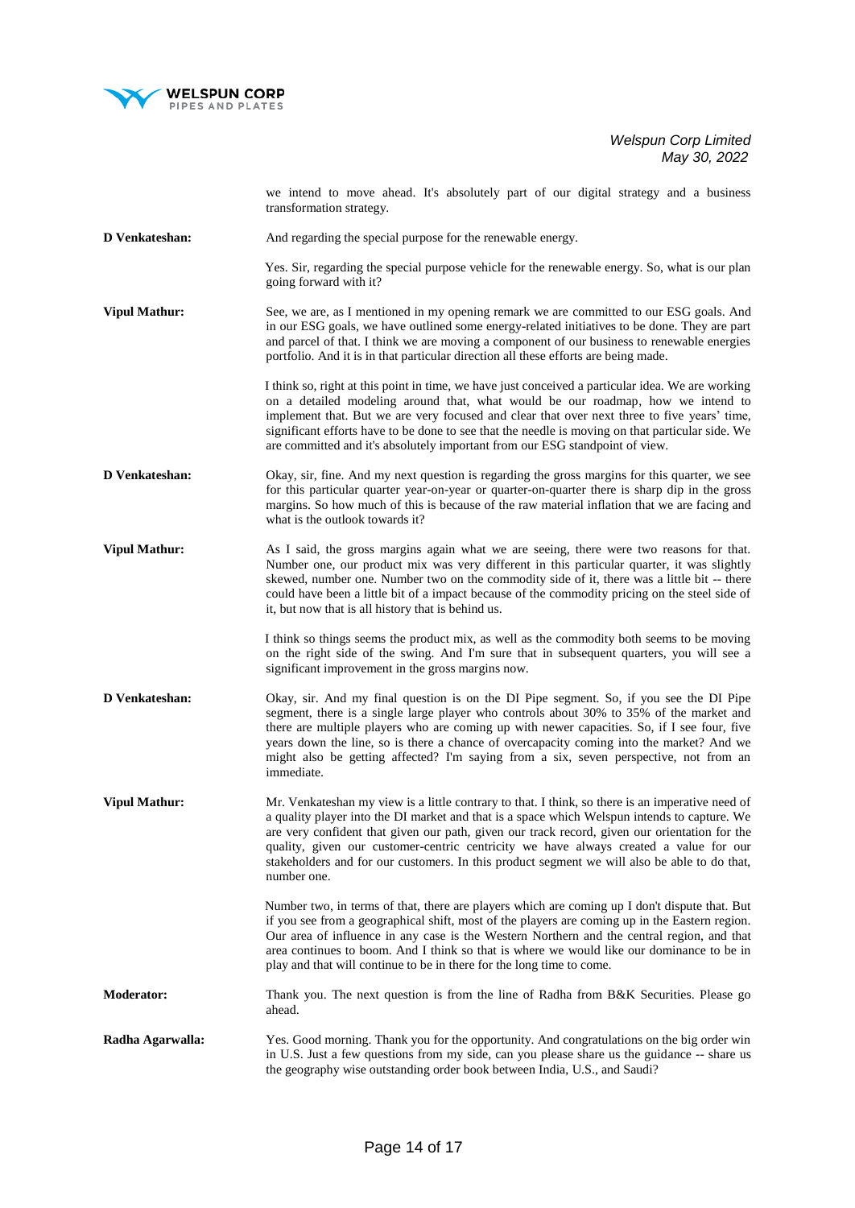we intend to move ahead. It's absolutely part of our digital strategy and a business transformation strategy.

**D Venkateshan:** And regarding the special purpose for the renewable energy.

Yes. Sir, regarding the special purpose vehicle for the renewable energy. So, what is our plan going forward with it?

**Vipul Mathur:** See, we are, as I mentioned in my opening remark we are committed to our ESG goals. And in our ESG goals, we have outlined some energy-related initiatives to be done. They are part and parcel of that. I think we are moving a component of our business to renewable energies portfolio. And it is in that particular direction all these efforts are being made.

I think so, right at this point in time, we have just conceived a particular idea. We are working on a detailed modeling around that, what would be our roadmap, how we intend to implement that. But we are very focused and clear that over next three to five years' time, significant efforts have to be done to see that the needle is moving on that particular side. We are committed and it's absolutely important from our ESG standpoint of view.

**D Venkateshan:** Okay, sir, fine. And my next question is regarding the gross margins for this quarter, we see for this particular quarter year-on-year or quarter-on-quarter there is sharp dip in the gross margins. So how much of this is because of the raw material inflation that we are facing and what is the outlook towards it?

**Vipul Mathur:** As I said, the gross margins again what we are seeing, there were two reasons for that. Number one, our product mix was very different in this particular quarter, it was slightly skewed, number one. Number two on the commodity side of it, there was a little bit -- there could have been a little bit of a impact because of the commodity pricing on the steel side of it, but now that is all history that is behind us.

I think so things seems the product mix, as well as the commodity both seems to be moving on the right side of the swing. And I'm sure that in subsequent quarters, you will see a significant improvement in the gross margins now.

**D Venkateshan:** Okay, sir. And my final question is on the DI Pipe segment. So, if you see the DI Pipe segment, there is a single large player who controls about 30% to 35% of the market and there are multiple players who are coming up with newer capacities. So, if I see four, five years down the line, so is there a chance of overcapacity coming into the market? And we might also be getting affected? I'm saying from a six, seven perspective, not from an immediate.

**Vipul Mathur:** Mr. Venkateshan my view is a little contrary to that. I think, so there is an imperative need of a quality player into the DI market and that is a space which Welspun intends to capture. We are very confident that given our path, given our track record, given our orientation for the quality, given our customer-centric centricity we have always created a value for our stakeholders and for our customers. In this product segment we will also be able to do that, number one.

Number two, in terms of that, there are players which are coming up I don't dispute that. But if you see from a geographical shift, most of the players are coming up in the Eastern region. Our area of influence in any case is the Western Northern and the central region, and that area continues to boom. And I think so that is where we would like our dominance to be in play and that will continue to be in there for the long time to come.

**Moderator:** Thank you. The next question is from the line of Radha from B&K Securities. Please go ahead.

**Radha Agarwalla:** Yes. Good morning. Thank you for the opportunity. And congratulations on the big order win in U.S. Just a few questions from my side, can you please share us the guidance -- share us the geography wise outstanding order book between India, U.S., and Saudi?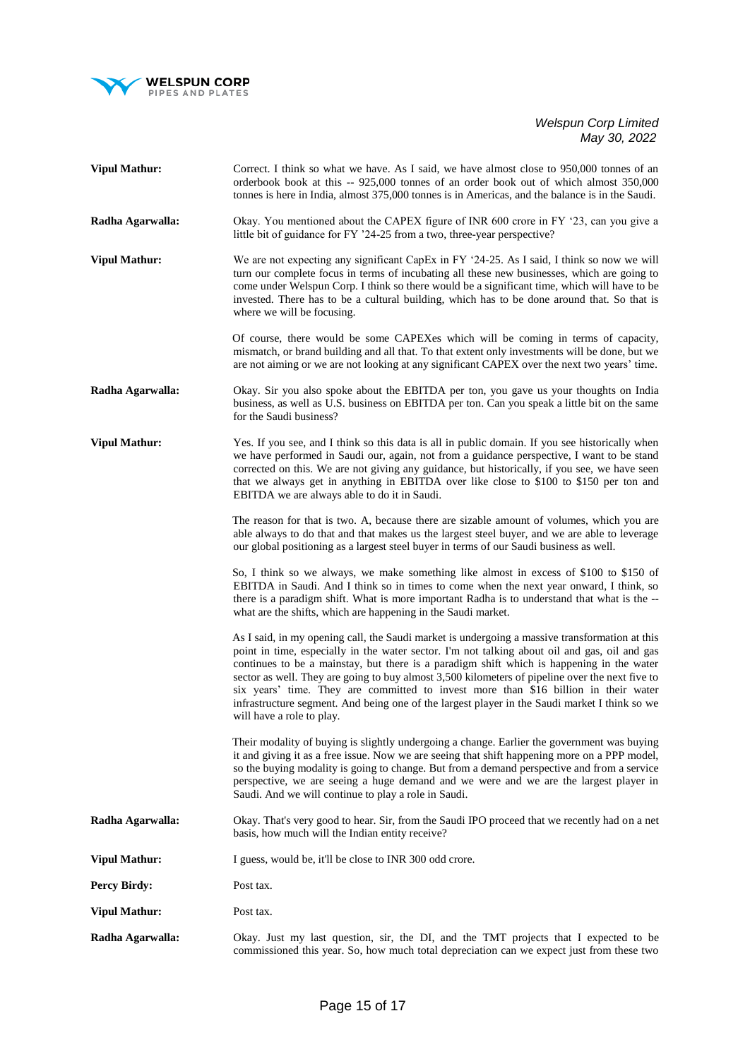**Vipul Mathur:** Correct. I think so what we have. As I said, we have almost close to 950,000 tonnes of an orderbook book at this -- 925,000 tonnes of an order book out of which almost 350,000 tonnes is here in India, almost 375,000 tonnes is in Americas, and the balance is in the Saudi.

**Radha Agarwalla:** Okay. You mentioned about the CAPEX figure of INR 600 crore in FY '23, can you give a little bit of guidance for FY '24-25 from a two, three-year perspective?

**Vipul Mathur:** We are not expecting any significant CapEx in FY '24-25. As I said, I think so now we will turn our complete focus in terms of incubating all these new businesses, which are going to come under Welspun Corp. I think so there would be a significant time, which will have to be invested. There has to be a cultural building, which has to be done around that. So that is where we will be focusing.

Of course, there would be some CAPEXes which will be coming in terms of capacity, mismatch, or brand building and all that. To that extent only investments will be done, but we are not aiming or we are not looking at any significant CAPEX over the next two years' time.

**Radha Agarwalla:** Okay. Sir you also spoke about the EBITDA per ton, you gave us your thoughts on India business, as well as U.S. business on EBITDA per ton. Can you speak a little bit on the same for the Saudi business?

**Vipul Mathur:** Yes. If you see, and I think so this data is all in public domain. If you see historically when we have performed in Saudi our, again, not from a guidance perspective, I want to be stand corrected on this. We are not giving any guidance, but historically, if you see, we have seen that we always get in anything in EBITDA over like close to $100 to $150 per ton and EBITDA we are always able to do it in Saudi.

The reason for that is two. A, because there are sizable amount of volumes, which you are able always to do that and that makes us the largest steel buyer, and we are able to leverage our global positioning as a largest steel buyer in terms of our Saudi business as well.

So, I think so we always, we make something like almost in excess of $100 to $150 of EBITDA in Saudi. And I think so in times to come when the next year onward, I think, so there is a paradigm shift. What is more important Radha is to understand that what is the -- what are the shifts, which are happening in the Saudi market.

As I said, in my opening call, the Saudi market is undergoing a massive transformation at this point in time, especially in the water sector. I'm not talking about oil and gas, oil and gas continues to be a mainstay, but there is a paradigm shift which is happening in the water sector as well. They are going to buy almost 3,500 kilometers of pipeline over the next five to six years' time. They are committed to invest more than $16 billion in their water infrastructure segment. And being one of the largest player in the Saudi market I think so we will have a role to play.

Their modality of buying is slightly undergoing a change. Earlier the government was buying it and giving it as a free issue. Now we are seeing that shift happening more on a PPP model, so the buying modality is going to change. But from a demand perspective and from a service perspective, we are seeing a huge demand and we were and we are the largest player in Saudi. And we will continue to play a role in Saudi.

**Radha Agarwalla:** Okay. That's very good to hear. Sir, from the Saudi IPO proceed that we recently had on a net basis, how much will the Indian entity receive?

**Vipul Mathur:** I guess, would be, it'll be close to INR 300 odd crore.

**Percy Birdy:** Post tax.

**Vipul Mathur:** Post tax.

**Radha Agarwalla:** Okay. Just my last question, sir, the DI, and the TMT projects that I expected to be commissioned this year. So, how much total depreciation can we expect just from these two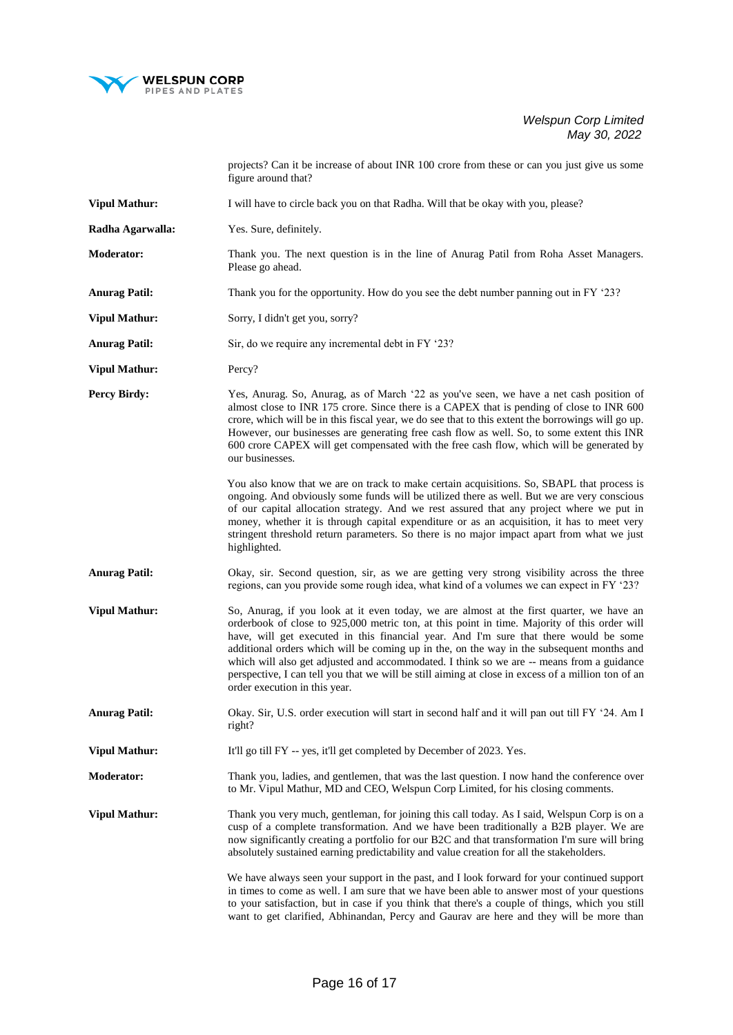projects? Can it be increase of about INR 100 crore from these or can you just give us some figure around that?

**Vipul Mathur:** I will have to circle back you on that Radha. Will that be okay with you, please?

**Radha Agarwalla:** Yes. Sure, definitely.

**Moderator:** Thank you. The next question is in the line of Anurag Patil from Roha Asset Managers. Please go ahead.

**Anurag Patil:** Thank you for the opportunity. How do you see the debt number panning out in FY '23?

**Vipul Mathur:** Sorry, I didn't get you, sorry?

**Anurag Patil:** Sir, do we require any incremental debt in FY '23?

**Vipul Mathur:** Percy?

**Percy Birdy:** Yes, Anurag. So, Anurag, as of March '22 as you've seen, we have a net cash position of almost close to INR 175 crore. Since there is a CAPEX that is pending of close to INR 600 crore, which will be in this fiscal year, we do see that to this extent the borrowings will go up. However, our businesses are generating free cash flow as well. So, to some extent this INR 600 crore CAPEX will get compensated with the free cash flow, which will be generated by our businesses.

You also know that we are on track to make certain acquisitions. So, SBAPL that process is ongoing. And obviously some funds will be utilized there as well. But we are very conscious of our capital allocation strategy. And we rest assured that any project where we put in money, whether it is through capital expenditure or as an acquisition, it has to meet very stringent threshold return parameters. So there is no major impact apart from what we just highlighted.

**Anurag Patil:** Okay, sir. Second question, sir, as we are getting very strong visibility across the three regions, can you provide some rough idea, what kind of a volumes we can expect in FY '23?

**Vipul Mathur:** So, Anurag, if you look at it even today, we are almost at the first quarter, we have an orderbook of close to 925,000 metric ton, at this point in time. Majority of this order will have, will get executed in this financial year. And I'm sure that there would be some additional orders which will be coming up in the, on the way in the subsequent months and which will also get adjusted and accommodated. I think so we are -- means from a guidance perspective, I can tell you that we will be still aiming at close in excess of a million ton of an order execution in this year.

**Anurag Patil:** Okay. Sir, U.S. order execution will start in second half and it will pan out till FY '24. Am I right?

**Vipul Mathur:** It'll go till FY -- yes, it'll get completed by December of 2023. Yes.

**Moderator:** Thank you, ladies, and gentlemen, that was the last question. I now hand the conference over to Mr. Vipul Mathur, MD and CEO, Welspun Corp Limited, for his closing comments.

**Vipul Mathur:** Thank you very much, gentleman, for joining this call today. As I said, Welspun Corp is on a cusp of a complete transformation. And we have been traditionally a B2B player. We are now significantly creating a portfolio for our B2C and that transformation I'm sure will bring absolutely sustained earning predictability and value creation for all the stakeholders.

We have always seen your support in the past, and I look forward for your continued support in times to come as well. I am sure that we have been able to answer most of your questions to your satisfaction, but in case if you think that there's a couple of things, which you still want to get clarified, Abhinandan, Percy and Gaurav are here and they will be more than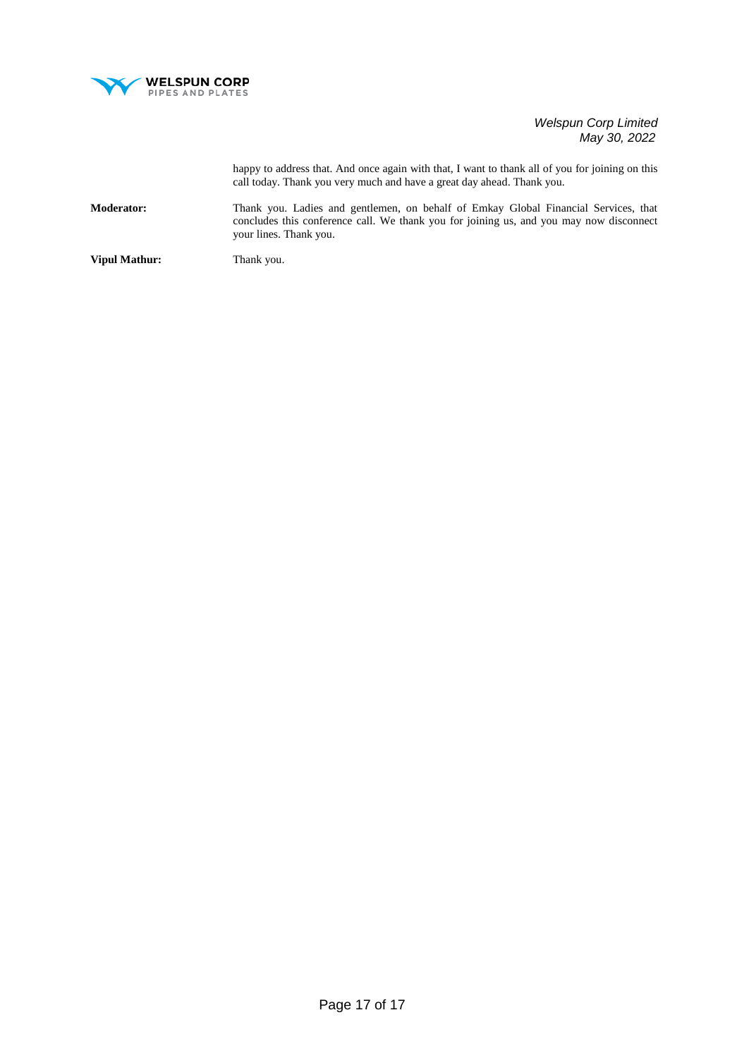happy to address that. And once again with that, I want to thank all of you for joining on this call today. Thank you very much and have a great day ahead. Thank you.

**Moderator:** Thank you. Ladies and gentlemen, on behalf of Emkay Global Financial Services, that concludes this conference call. We thank you for joining us, and you may now disconnect your lines. Thank you.

**Vipul Mathur:** Thank you.